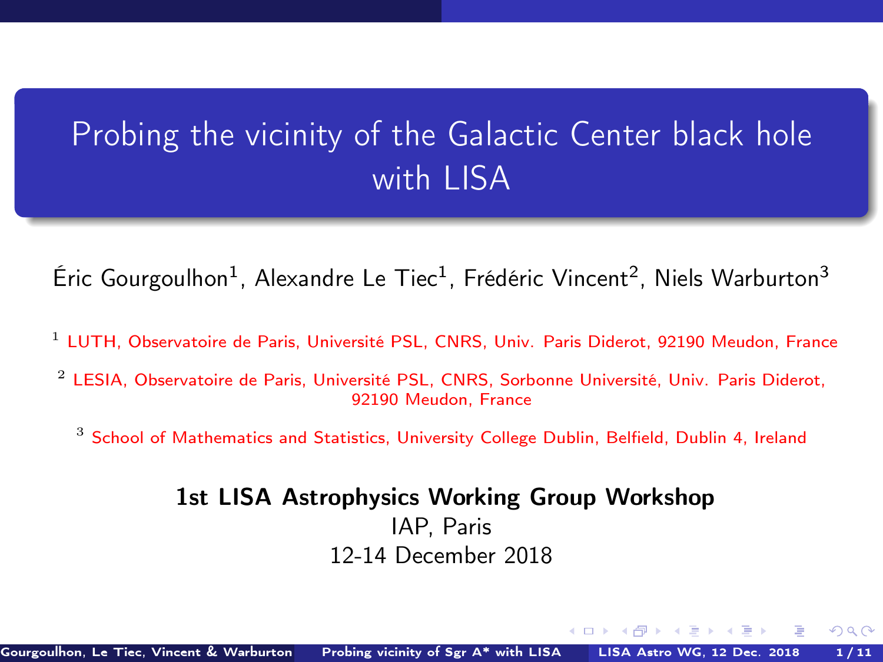# Probing the vicinity of the Galactic Center black hole with LISA

Éric Gourgoulhon[1], Alexandre Le Tiec[1], Frédéric Vincent[2], Niels Warburton[3]

[1] LUTH, Observatoire de Paris, Université PSL, CNRS, Univ. Paris Diderot, 92190 Meudon, France

[2] LESIA, Observatoire de Paris, Université PSL, CNRS, Sorbonne Université, Univ. Paris Diderot, 92190 Meudon, France

[3] School of Mathematics and Statistics, University College Dublin, Belfield, Dublin 4, Ireland

**1st LISA Astrophysics Working Group Workshop**

IAP, Paris

12-14 December 2018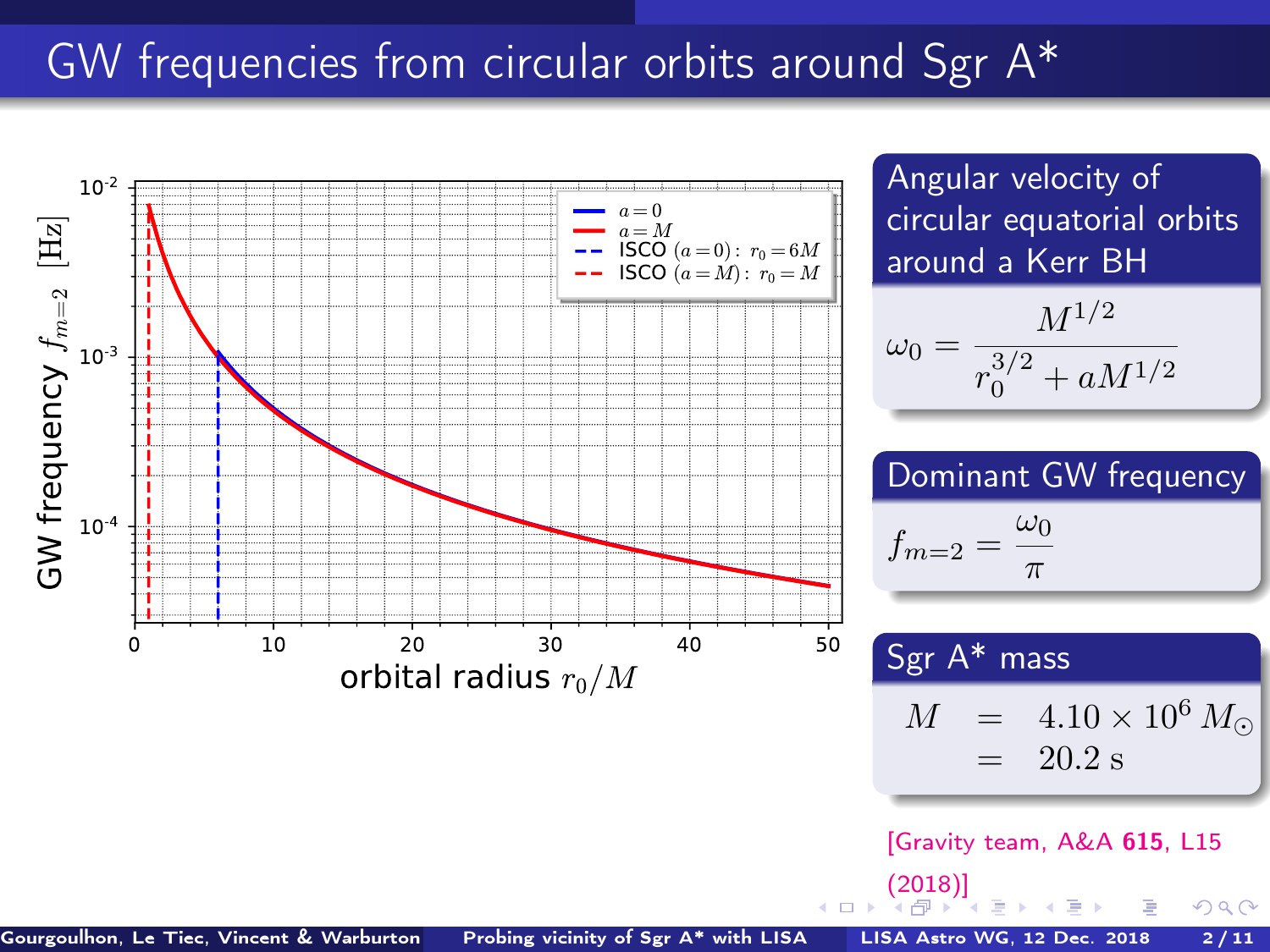# GW frequencies from circular orbits around Sgr A*

## Angular velocity of circular equatorial orbits around a Kerr BH

$$\omega_0 = \frac{M^{1/2}}{r_0^{3/2} + aM^{1/2}}$$

## Dominant GW frequency

$$f_{m=2} = \frac{\omega_0}{\pi}$$

## Sgr A* mass

$$\begin{aligned} M &= 4.10 \times 10^6 \, M_\odot \\ &= 20.2 \text{ s} \end{aligned}$$

[Gravity team, A&A **615**, L15 (2018)]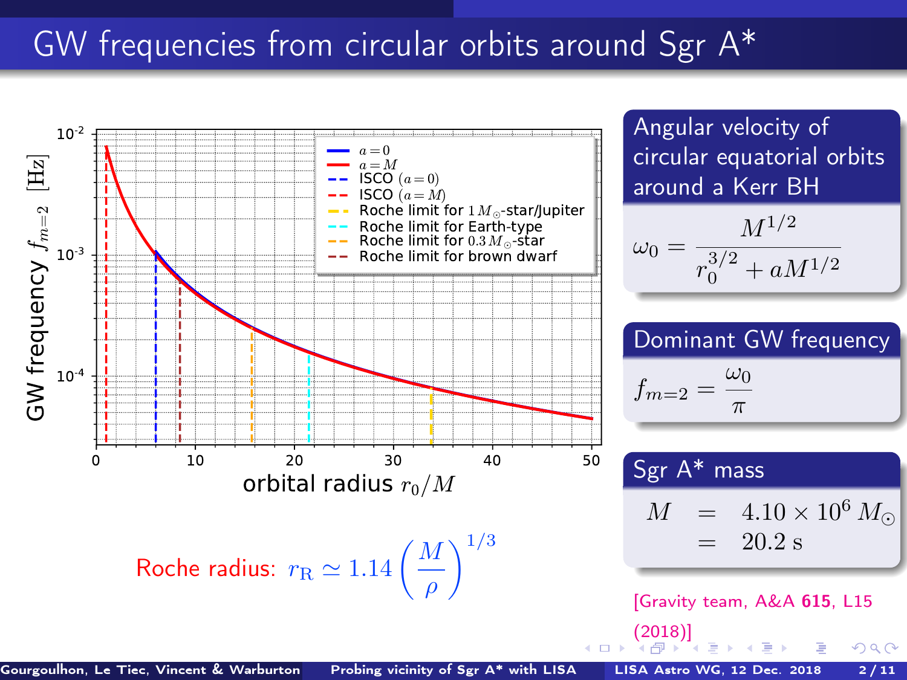# GW frequencies from circular orbits around Sgr A*

Roche radius: $r_{\rm R} \simeq 1.14 \left(\frac{M}{\rho}\right)^{1/3}$

### Angular velocity of circular equatorial orbits around a Kerr BH

$$\omega_0 = \frac{M^{1/2}}{r_0^{3/2} + aM^{1/2}}$$

### Dominant GW frequency

$$f_{m=2} = \frac{\omega_0}{\pi}$$

### Sgr A* mass

$$M = 4.10 \times 10^6 \, M_\odot = 20.2 \text{ s}$$

[Gravity team, A&A **615**, L15 (2018)]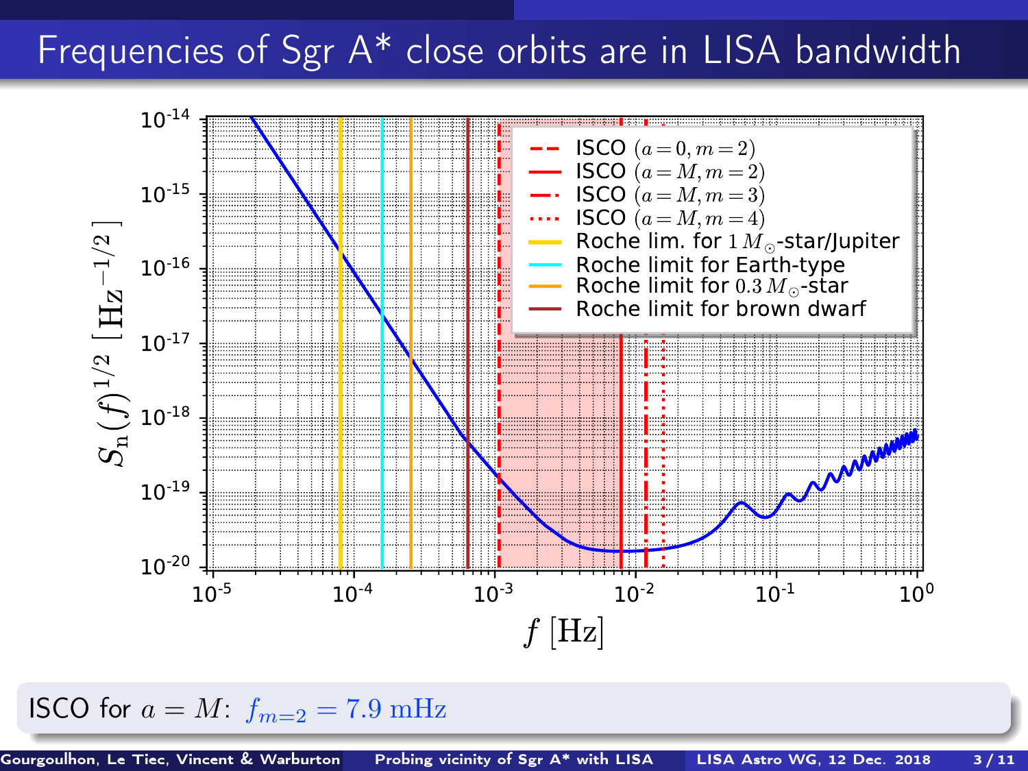# Frequencies of Sgr A* close orbits are in LISA bandwidth

ISCO for $a = M$: $f_{m=2} = 7.9\ \mathrm{mHz}$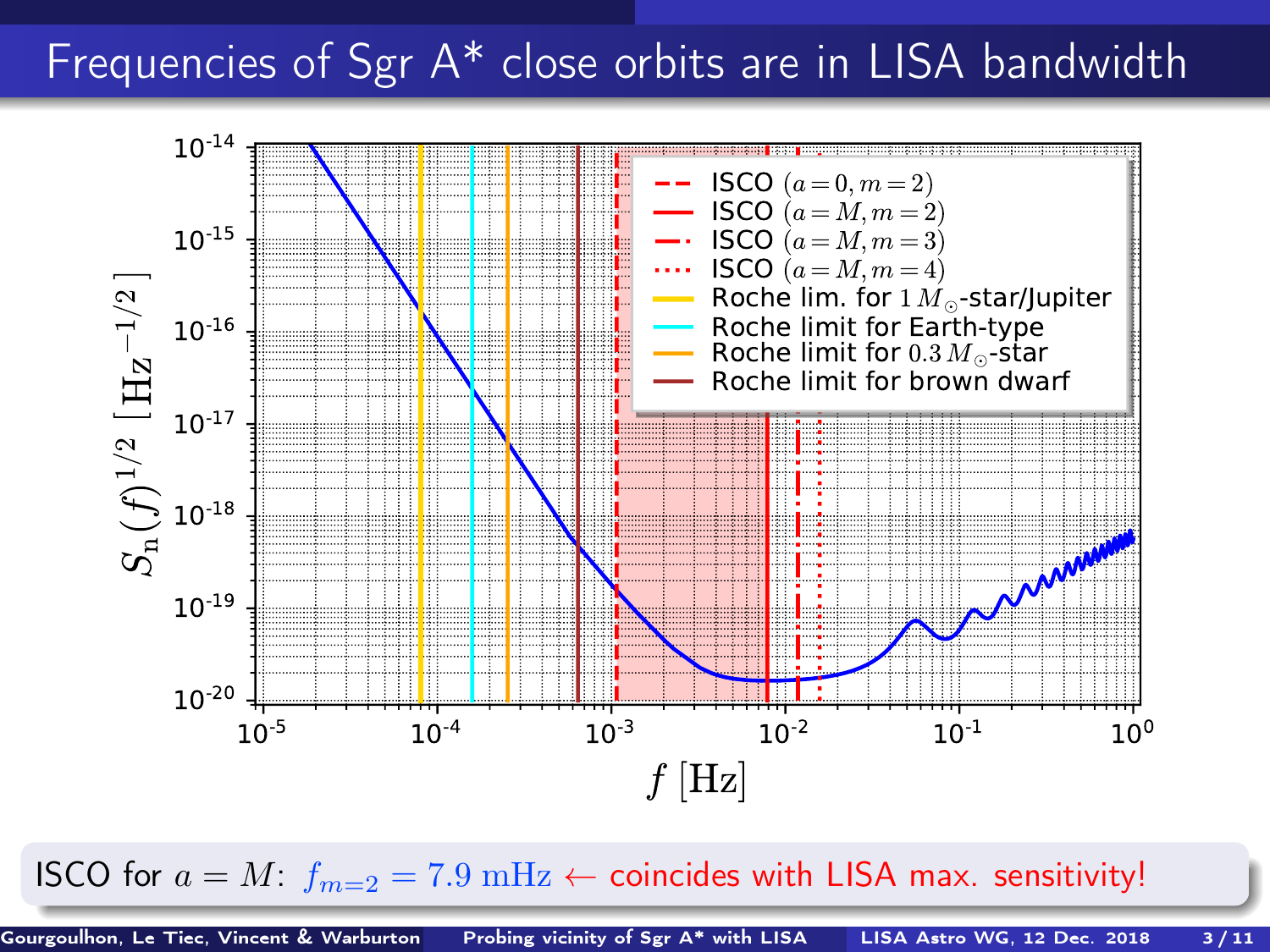# Frequencies of Sgr A* close orbits are in LISA bandwidth

ISCO for $a = M$: $f_{m=2} = 7.9\ \mathrm{mHz}$ ← coincides with LISA max. sensitivity!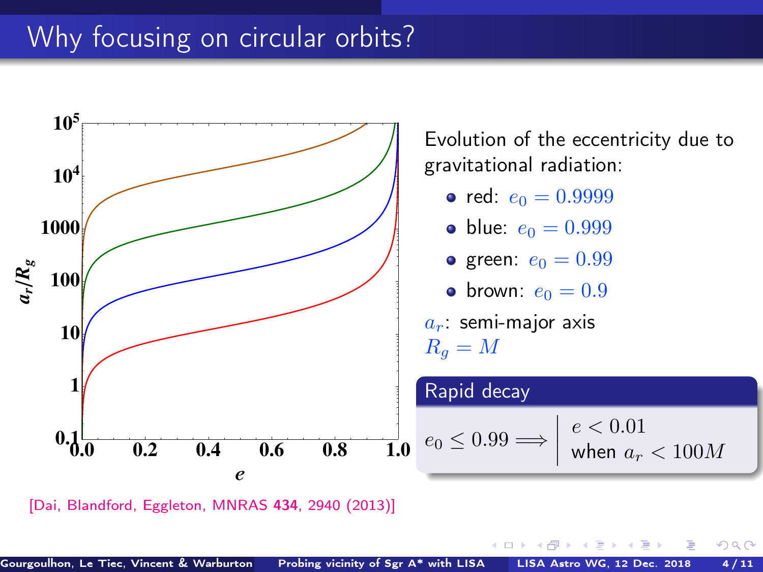# Why focusing on circular orbits?

Evolution of the eccentricity due to gravitational radiation:

- red: $e_0 = 0.9999$
- blue: $e_0 = 0.999$
- green: $e_0 = 0.99$
- brown: $e_0 = 0.9$

$a_r$: semi-major axis

$R_g = M$

**Rapid decay**

$$e_0 \leq 0.99 \Longrightarrow \left| \begin{array}{l} e < 0.01 \\ \text{when } a_r < 100M \end{array} \right.$$

[Dai, Blandford, Eggleton, MNRAS **434**, 2940 (2013)]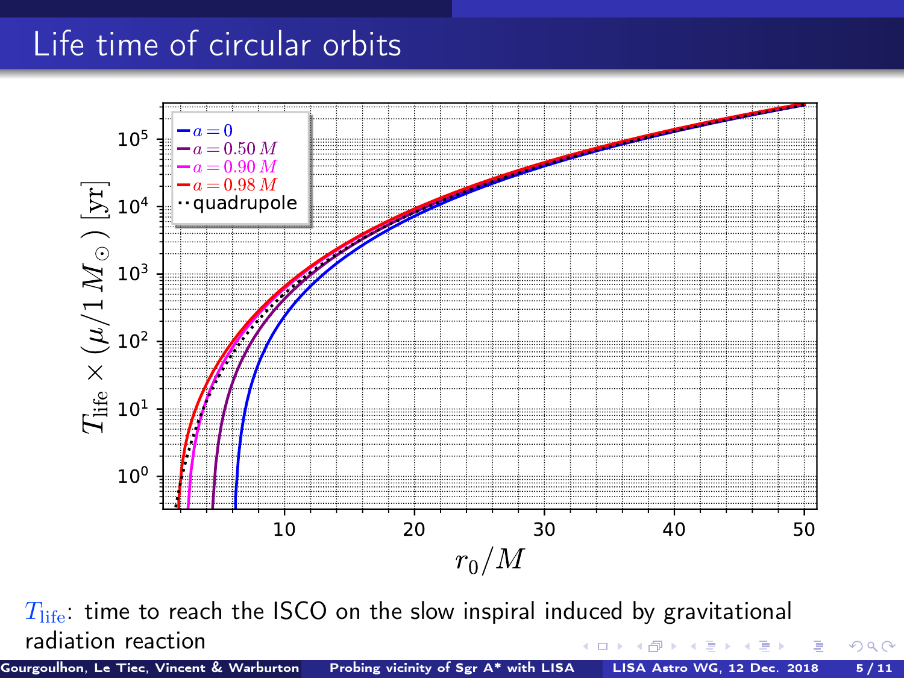# Life time of circular orbits

$T_{\rm life}$: time to reach the ISCO on the slow inspiral induced by gravitational radiation reaction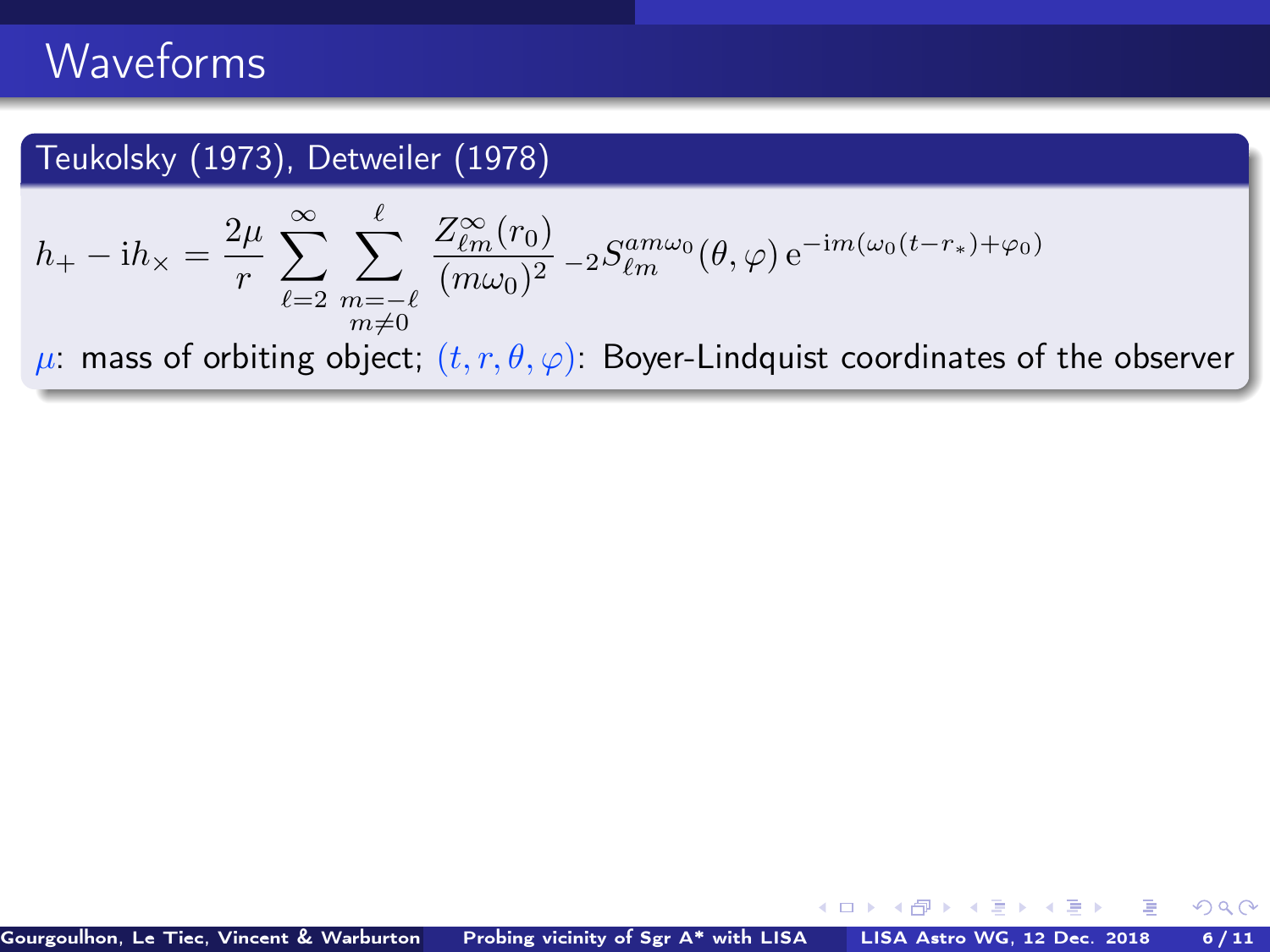# Waveforms

## Teukolsky (1973), Detweiler (1978)

$$h_+ - \mathrm{i} h_\times = \frac{2\mu}{r} \sum_{\ell=2}^{\infty} \sum_{\substack{m=-\ell \\ m\neq 0}}^{\ell} \frac{Z^{\infty}_{\ell m}(r_0)}{(m\omega_0)^2} \, {}_{-2}S^{am\omega_0}_{\ell m}(\theta, \varphi) \, \mathrm{e}^{-\mathrm{i}m(\omega_0(t-r_*)+\varphi_0)}$$

$\mu$: mass of orbiting object; $(t, r, \theta, \varphi)$: Boyer-Lindquist coordinates of the observer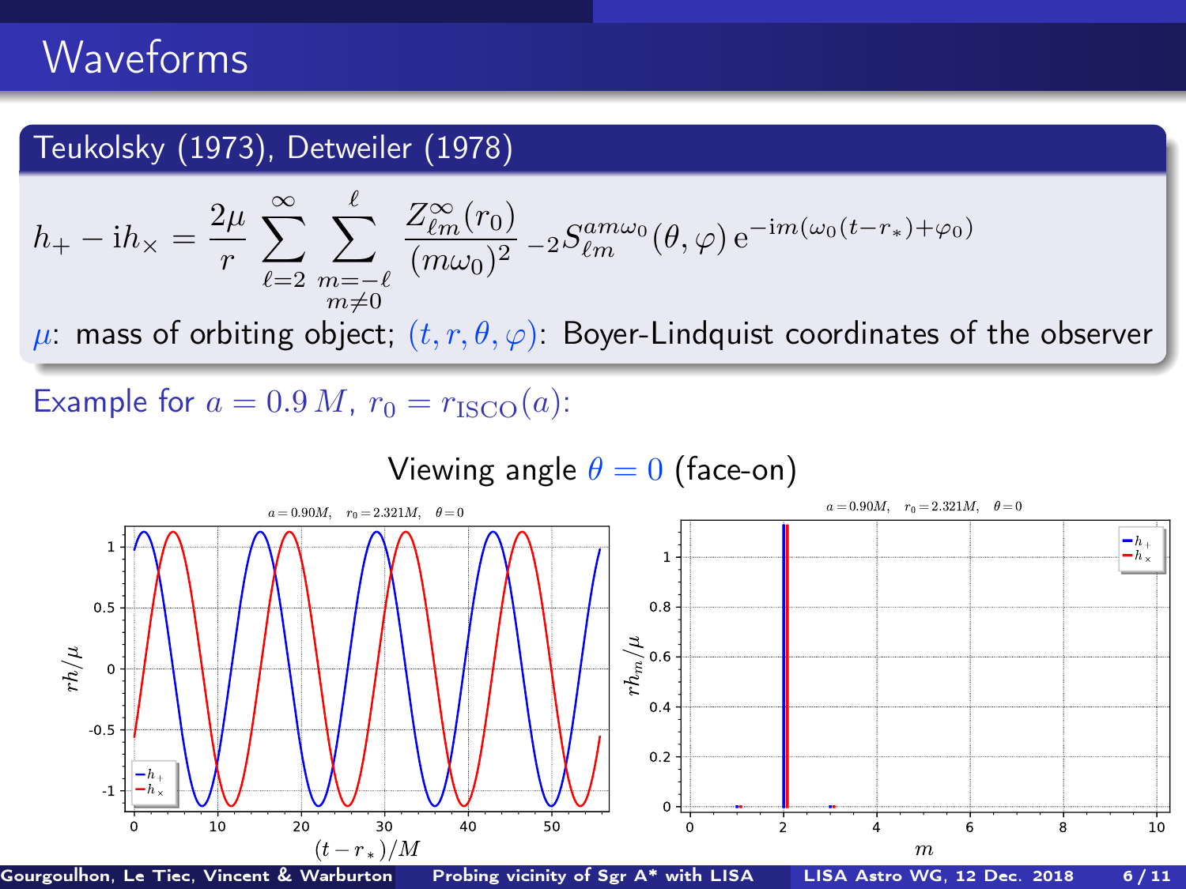# Waveforms

## Teukolsky (1973), Detweiler (1978)

$$h_+ - \mathrm{i}h_\times = \frac{2\mu}{r} \sum_{\ell=2}^{\infty} \sum_{\substack{m=-\ell \\ m\neq 0}}^{\ell} \frac{Z^\infty_{\ell m}(r_0)}{(m\omega_0)^2} \, {}_{-2}S^{am\omega_0}_{\ell m}(\theta, \varphi) \, \mathrm{e}^{-\mathrm{i}m(\omega_0(t-r_*)+\varphi_0)}$$

$\mu$: mass of orbiting object; $(t, r, \theta, \varphi)$: Boyer-Lindquist coordinates of the observer

Example for $a = 0.9\,M$, $r_0 = r_{\mathrm{ISCO}}(a)$:

Viewing angle $\theta = 0$ (face-on)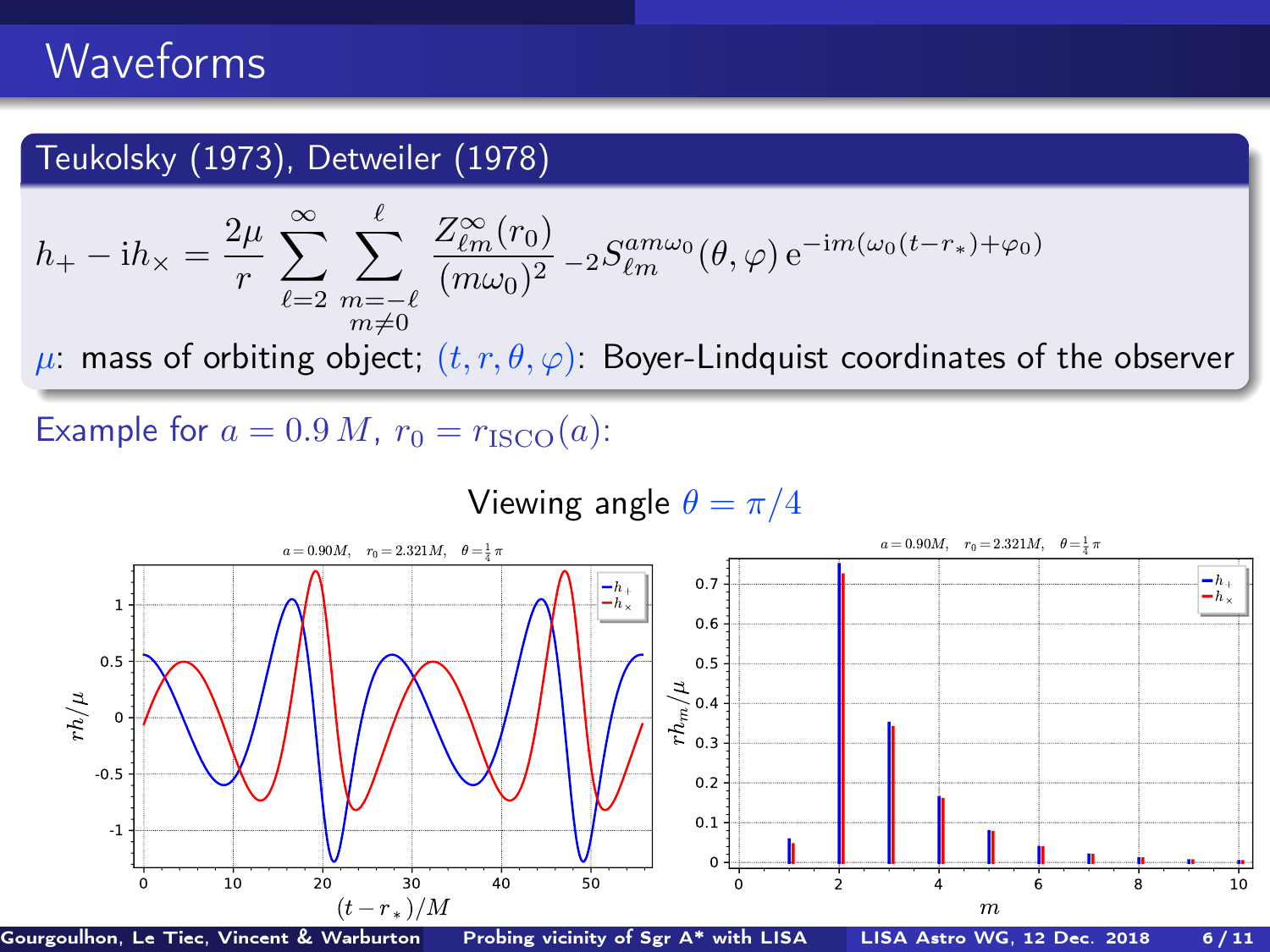# Waveforms

## Teukolsky (1973), Detweiler (1978)

$$h_+ - \mathrm{i}h_\times = \frac{2\mu}{r} \sum_{\ell=2}^{\infty} \sum_{\substack{m=-\ell \\ m\neq 0}}^{\ell} \frac{Z^{\infty}_{\ell m}(r_0)}{(m\omega_0)^2} \, {}_{-2}S^{am\omega_0}_{\ell m}(\theta, \varphi) \, \mathrm{e}^{-\mathrm{i}m(\omega_0(t-r_*)+\varphi_0)}$$

$\mu$: mass of orbiting object; $(t, r, \theta, \varphi)$: Boyer-Lindquist coordinates of the observer

Example for $a = 0.9\,M$, $r_0 = r_{\mathrm{ISCO}}(a)$:

Viewing angle $\theta = \pi/4$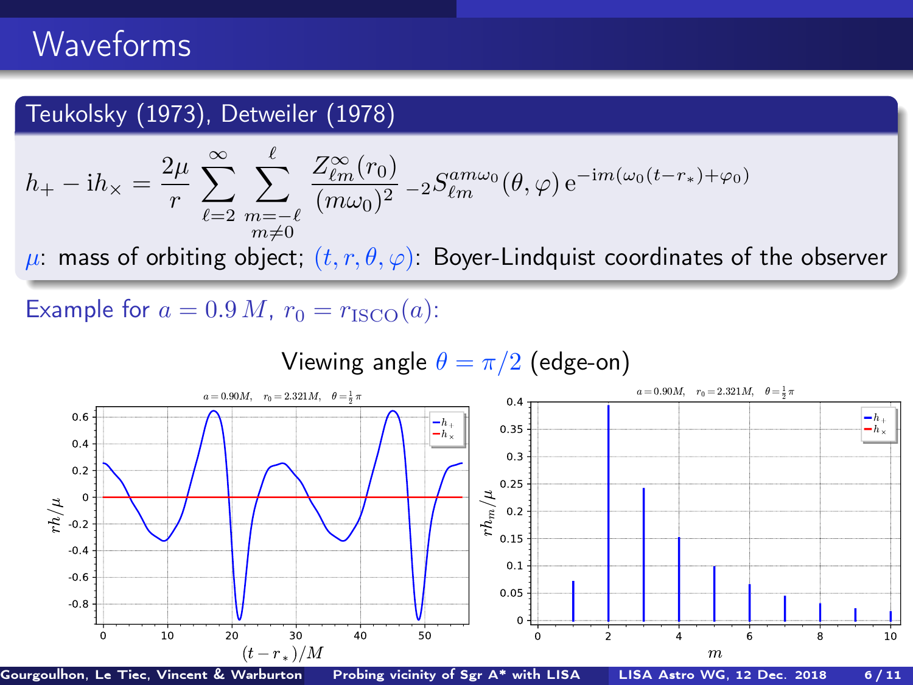# Waveforms

## Teukolsky (1973), Detweiler (1978)

$$h_+ - \mathrm{i}h_\times = \frac{2\mu}{r} \sum_{\ell=2}^{\infty} \sum_{\substack{m=-\ell \\ m\neq 0}}^{\ell} \frac{Z^{\infty}_{\ell m}(r_0)}{(m\omega_0)^2} \, {}_{-2}S^{am\omega_0}_{\ell m}(\theta,\varphi)\, \mathrm{e}^{-\mathrm{i}m(\omega_0(t-r_*)+\varphi_0)}$$

$\mu$: mass of orbiting object; $(t, r, \theta, \varphi)$: Boyer-Lindquist coordinates of the observer

Example for $a = 0.9\,M$, $r_0 = r_{\rm ISCO}(a)$:

Viewing angle $\theta = \pi/2$ (edge-on)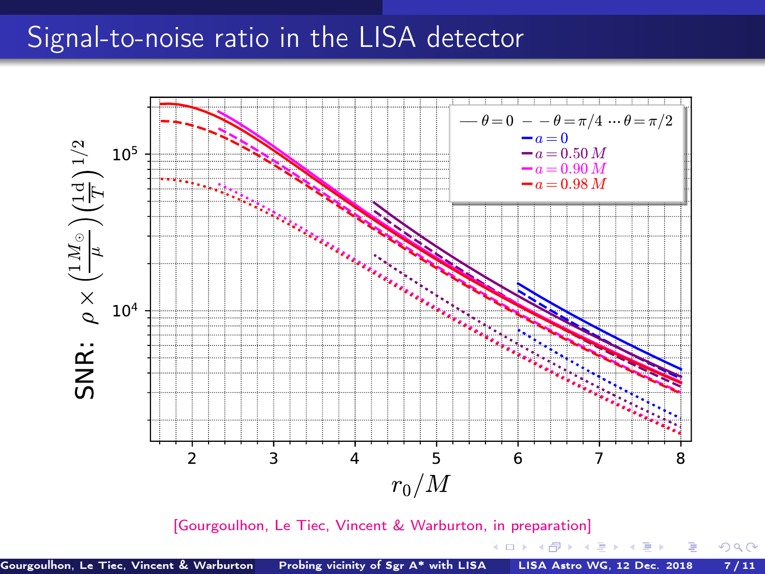# Signal-to-noise ratio in the LISA detector

[Gourgoulhon, Le Tiec, Vincent & Warburton, in preparation]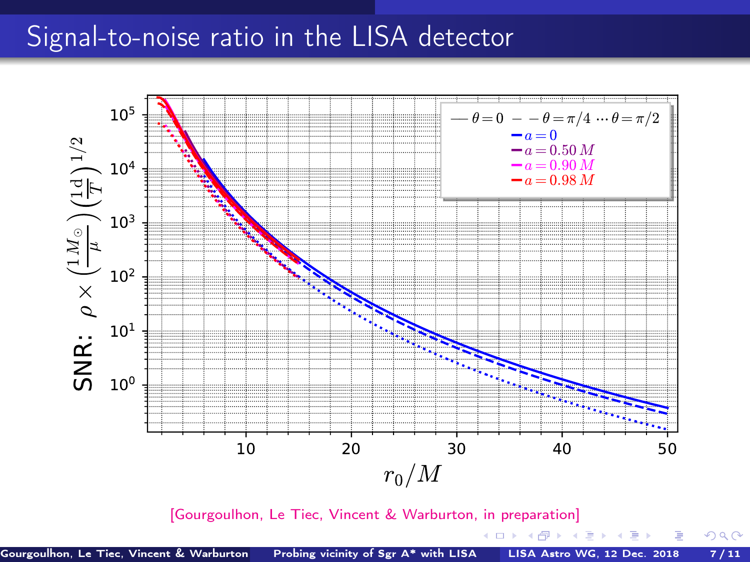# Signal-to-noise ratio in the LISA detector

[Gourgoulhon, Le Tiec, Vincent & Warburton, in preparation]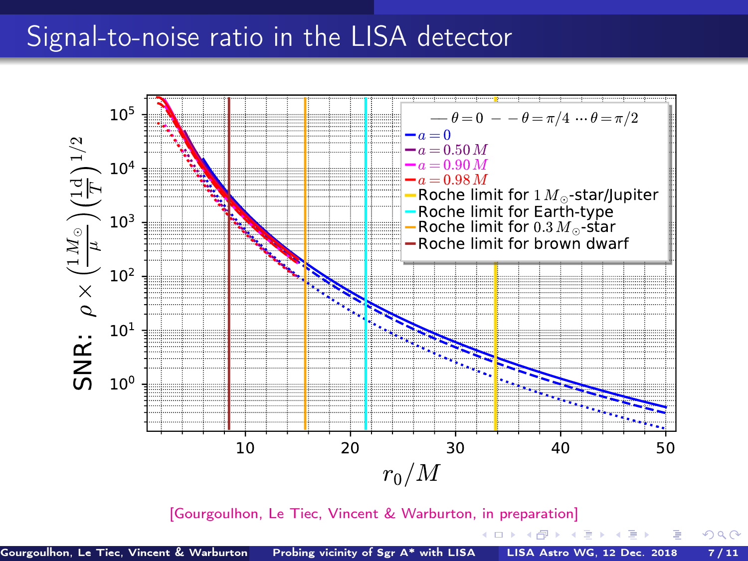# Signal-to-noise ratio in the LISA detector

[Gourgoulhon, Le Tiec, Vincent & Warburton, in preparation]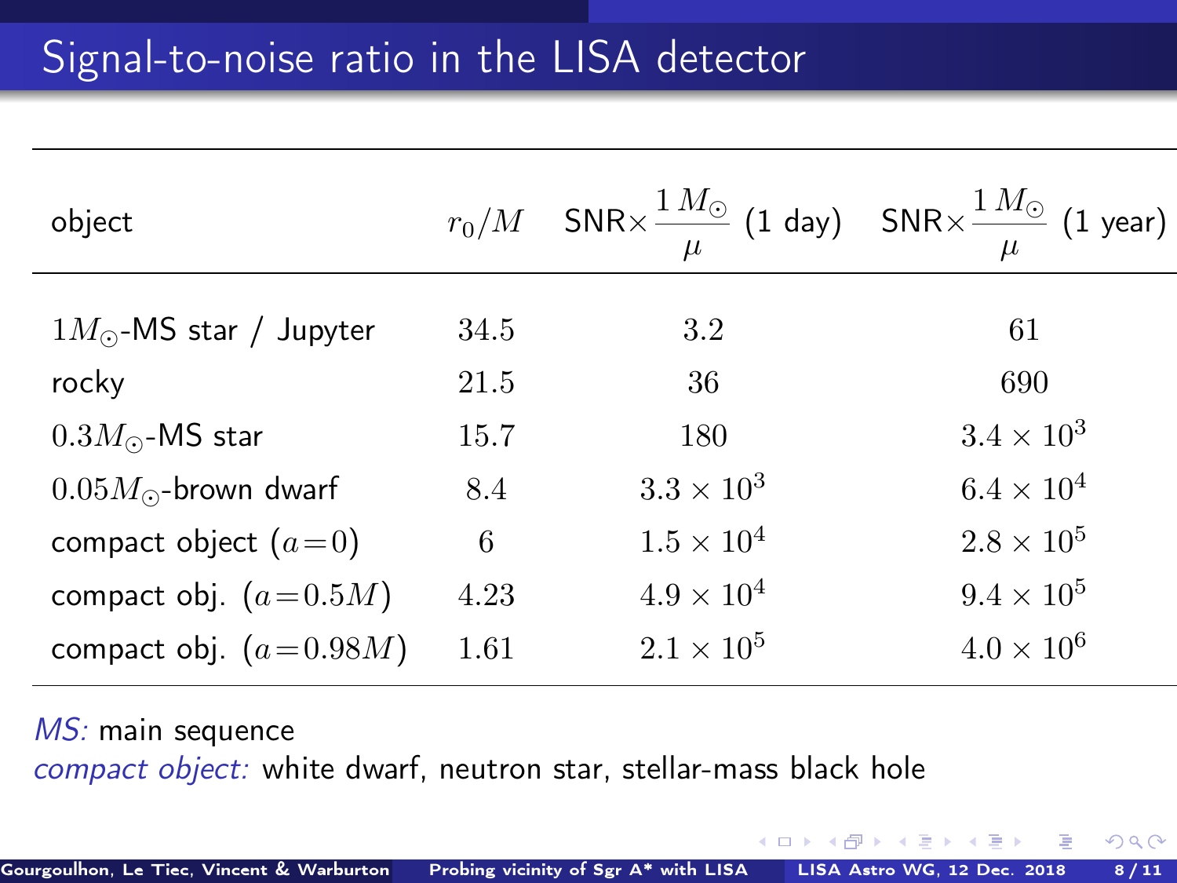# Signal-to-noise ratio in the LISA detector

| object | $r_0/M$ | SNR$\times\dfrac{1\,M_\odot}{\mu}$ (1 day) | SNR$\times\dfrac{1\,M_\odot}{\mu}$ (1 year) |
|---|---|---|---|
| $1M_\odot$-MS star / Jupyter | $34.5$ | $3.2$ | $61$ |
| rocky | $21.5$ | $36$ | $690$ |
| $0.3M_\odot$-MS star | $15.7$ | $180$ | $3.4\times10^3$ |
| $0.05M_\odot$-brown dwarf | $8.4$ | $3.3\times10^3$ | $6.4\times10^4$ |
| compact object ($a=0$) | $6$ | $1.5\times10^4$ | $2.8\times10^5$ |
| compact obj. ($a=0.5M$) | $4.23$ | $4.9\times10^4$ | $9.4\times10^5$ |
| compact obj. ($a=0.98M$) | $1.61$ | $2.1\times10^5$ | $4.0\times10^6$ |

*MS:* main sequence

*compact object:* white dwarf, neutron star, stellar-mass black hole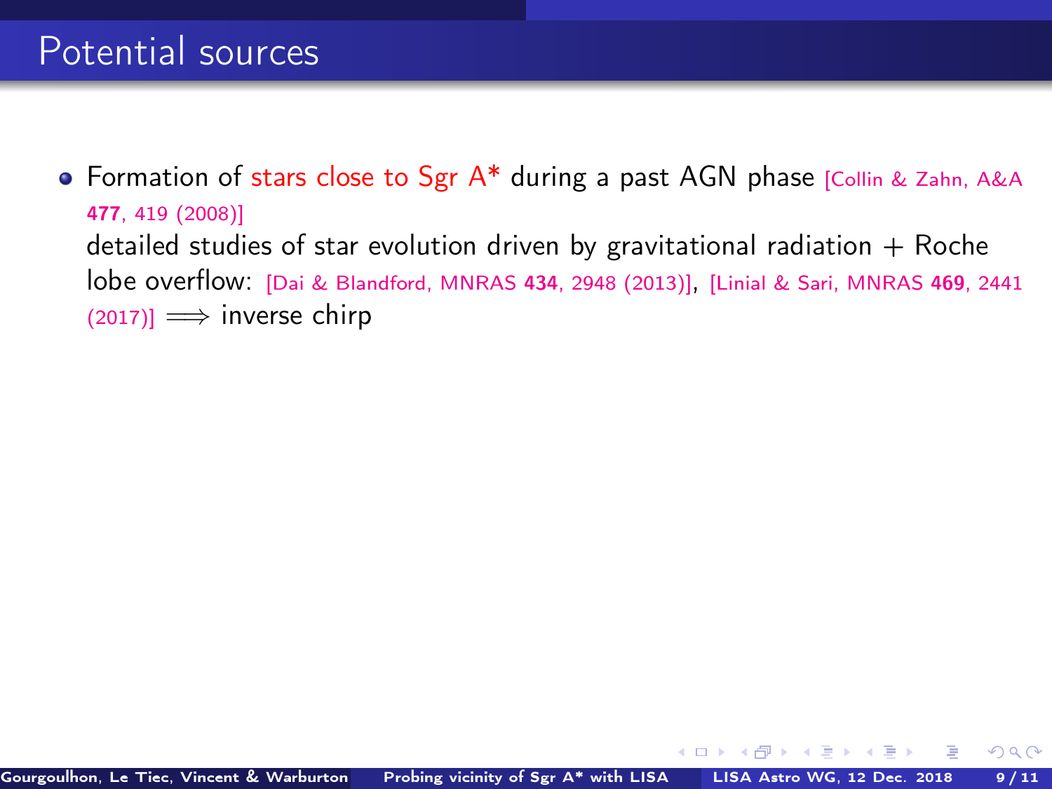# Potential sources

- Formation of stars close to Sgr A* during a past AGN phase [Collin & Zahn, A&A **477**, 419 (2008)]
  detailed studies of star evolution driven by gravitational radiation + Roche lobe overflow: [Dai & Blandford, MNRAS **434**, 2948 (2013)], [Linial & Sari, MNRAS **469**, 2441 (2017)] $\Longrightarrow$ inverse chirp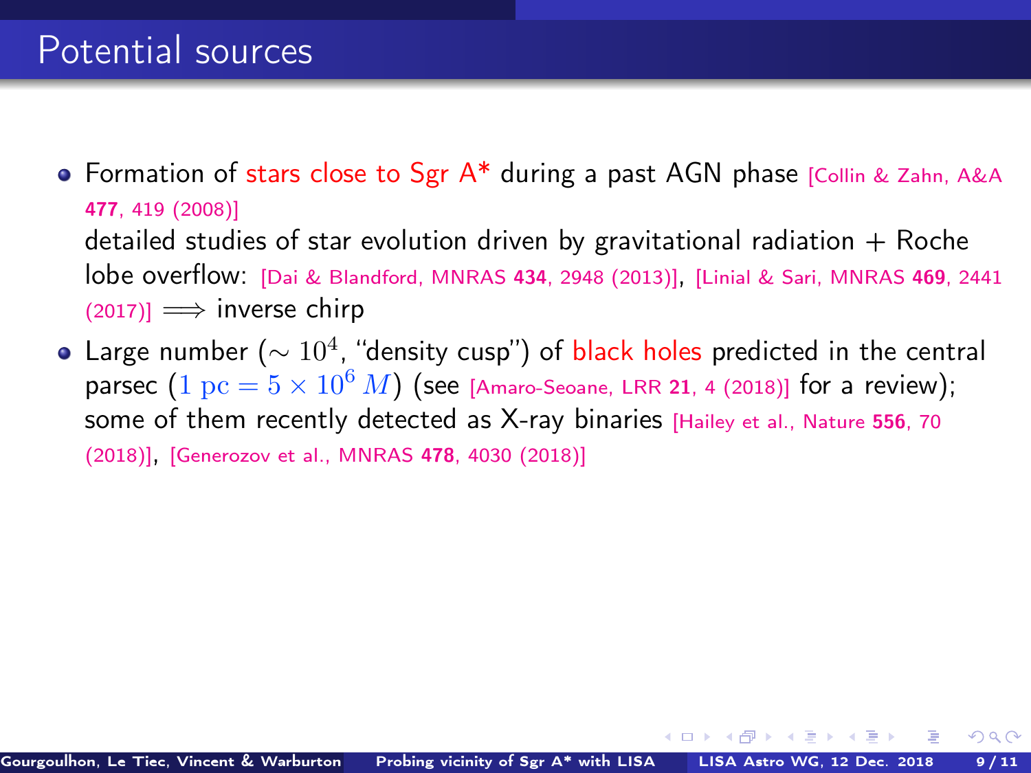# Potential sources

- Formation of stars close to Sgr A* during a past AGN phase [Collin & Zahn, A&A **477**, 419 (2008)]
  detailed studies of star evolution driven by gravitational radiation + Roche lobe overflow: [Dai & Blandford, MNRAS **434**, 2948 (2013)], [Linial & Sari, MNRAS **469**, 2441 (2017)] $\Longrightarrow$ inverse chirp
- Large number ($\sim 10^4$, "density cusp") of black holes predicted in the central parsec ($1 \text{ pc} = 5 \times 10^6 \, M$) (see [Amaro-Seoane, LRR **21**, 4 (2018)] for a review); some of them recently detected as X-ray binaries [Hailey et al., Nature **556**, 70 (2018)], [Generozov et al., MNRAS **478**, 4030 (2018)]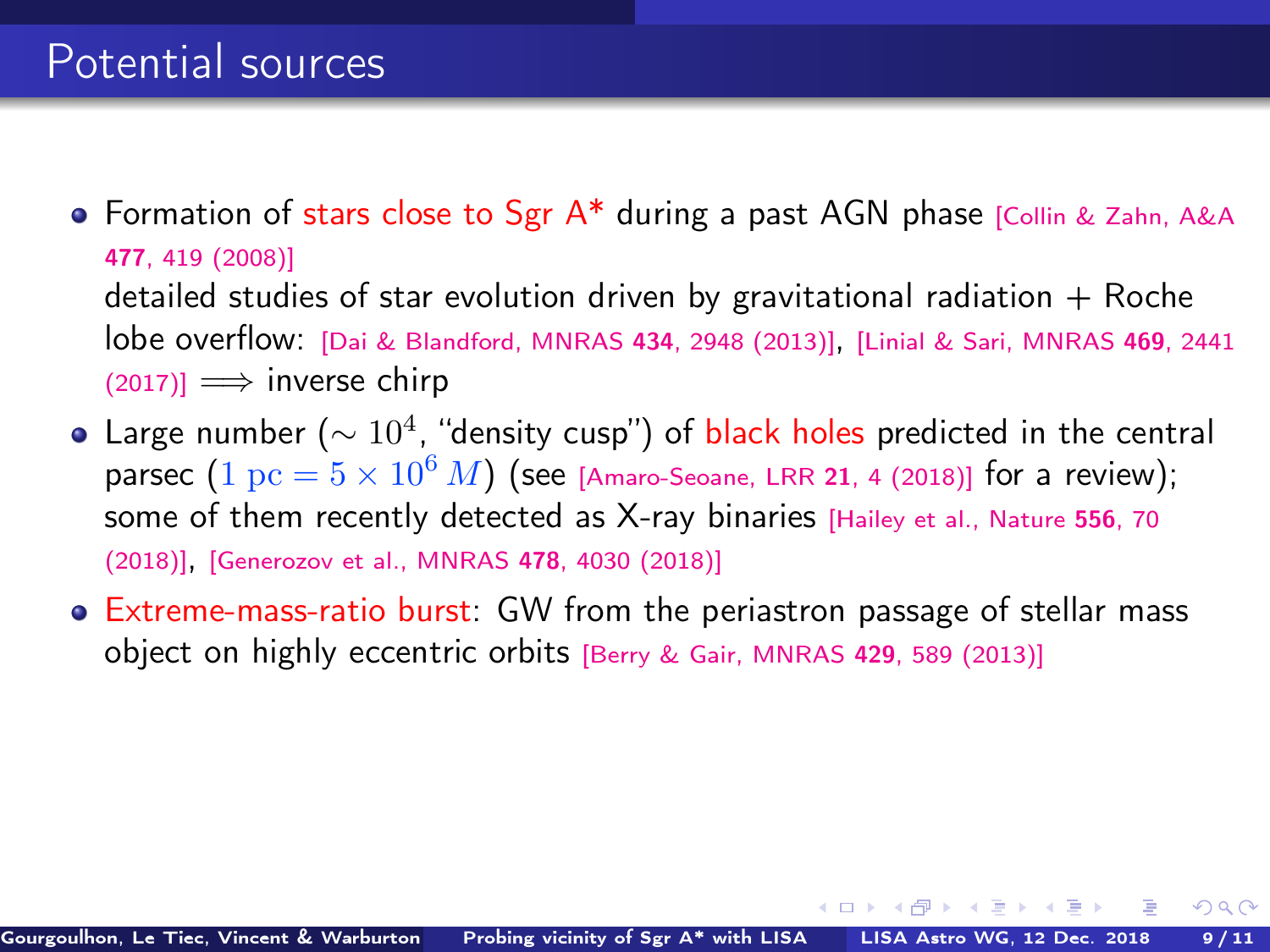# Potential sources

- Formation of stars close to Sgr A* during a past AGN phase [Collin & Zahn, A&A **477**, 419 (2008)]
  detailed studies of star evolution driven by gravitational radiation + Roche lobe overflow: [Dai & Blandford, MNRAS **434**, 2948 (2013)], [Linial & Sari, MNRAS **469**, 2441 (2017)] $\Longrightarrow$ inverse chirp
- Large number ($\sim 10^4$, "density cusp") of black holes predicted in the central parsec ($1\ \mathrm{pc} = 5 \times 10^6\, M$) (see [Amaro-Seoane, LRR **21**, 4 (2018)] for a review); some of them recently detected as X-ray binaries [Hailey et al., Nature **556**, 70 (2018)], [Generozov et al., MNRAS **478**, 4030 (2018)]
- Extreme-mass-ratio burst: GW from the periastron passage of stellar mass object on highly eccentric orbits [Berry & Gair, MNRAS **429**, 589 (2013)]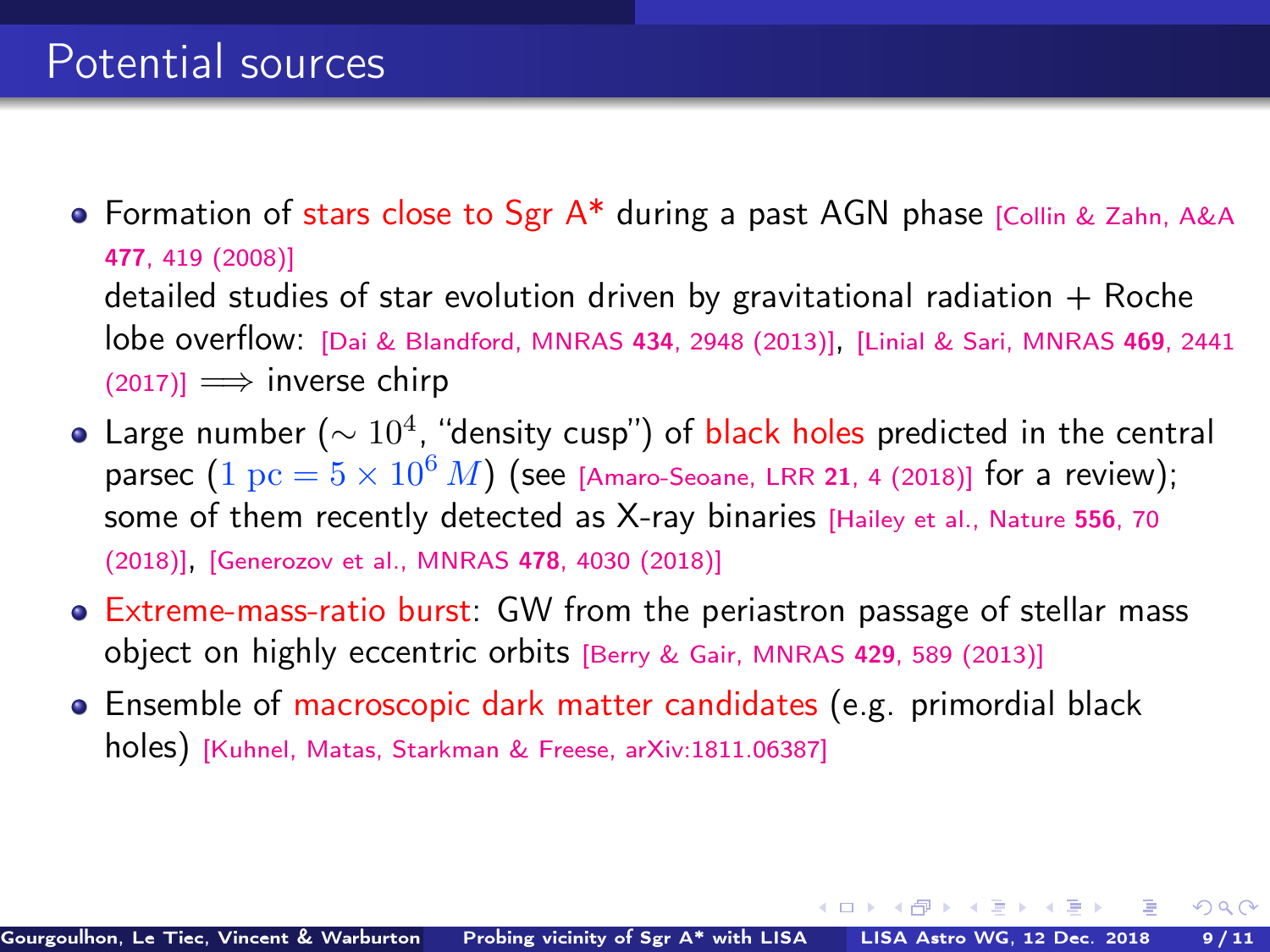# Potential sources

- Formation of stars close to Sgr A* during a past AGN phase [Collin & Zahn, A&A **477**, 419 (2008)]
  detailed studies of star evolution driven by gravitational radiation + Roche lobe overflow: [Dai & Blandford, MNRAS **434**, 2948 (2013)], [Linial & Sari, MNRAS **469**, 2441 (2017)] $\Longrightarrow$ inverse chirp
- Large number ($\sim 10^4$, "density cusp") of black holes predicted in the central parsec ($1\ \mathrm{pc} = 5 \times 10^6\ M$) (see [Amaro-Seoane, LRR **21**, 4 (2018)] for a review); some of them recently detected as X-ray binaries [Hailey et al., Nature **556**, 70 (2018)], [Generozov et al., MNRAS **478**, 4030 (2018)]
- Extreme-mass-ratio burst: GW from the periastron passage of stellar mass object on highly eccentric orbits [Berry & Gair, MNRAS **429**, 589 (2013)]
- Ensemble of macroscopic dark matter candidates (e.g. primordial black holes) [Kuhnel, Matas, Starkman & Freese, arXiv:1811.06387]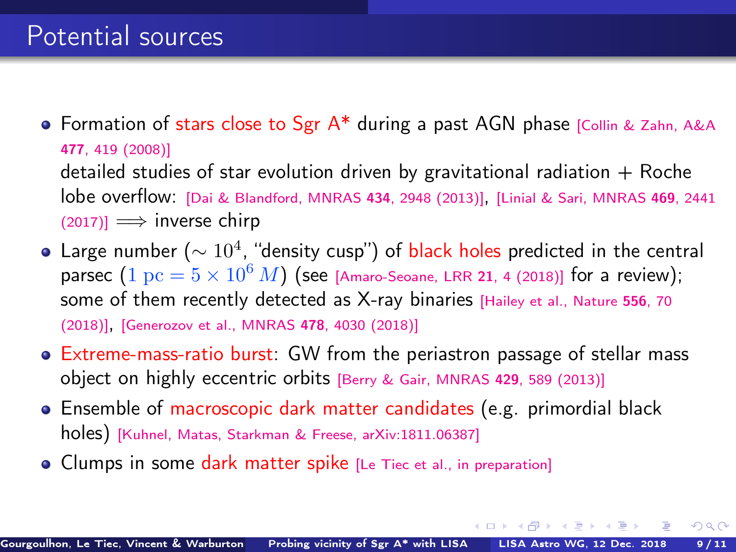# Potential sources

- Formation of stars close to Sgr A* during a past AGN phase [Collin & Zahn, A&A **477**, 419 (2008)]
  detailed studies of star evolution driven by gravitational radiation + Roche lobe overflow: [Dai & Blandford, MNRAS **434**, 2948 (2013)], [Linial & Sari, MNRAS **469**, 2441 (2017)] $\Longrightarrow$ inverse chirp
- Large number ($\sim 10^4$, "density cusp") of black holes predicted in the central parsec ($1\ \mathrm{pc} = 5 \times 10^6\ M$) (see [Amaro-Seoane, LRR **21**, 4 (2018)] for a review); some of them recently detected as X-ray binaries [Hailey et al., Nature **556**, 70 (2018)], [Generozov et al., MNRAS **478**, 4030 (2018)]
- Extreme-mass-ratio burst: GW from the periastron passage of stellar mass object on highly eccentric orbits [Berry & Gair, MNRAS **429**, 589 (2013)]
- Ensemble of macroscopic dark matter candidates (e.g. primordial black holes) [Kuhnel, Matas, Starkman & Freese, arXiv:1811.06387]
- Clumps in some dark matter spike [Le Tiec et al., in preparation]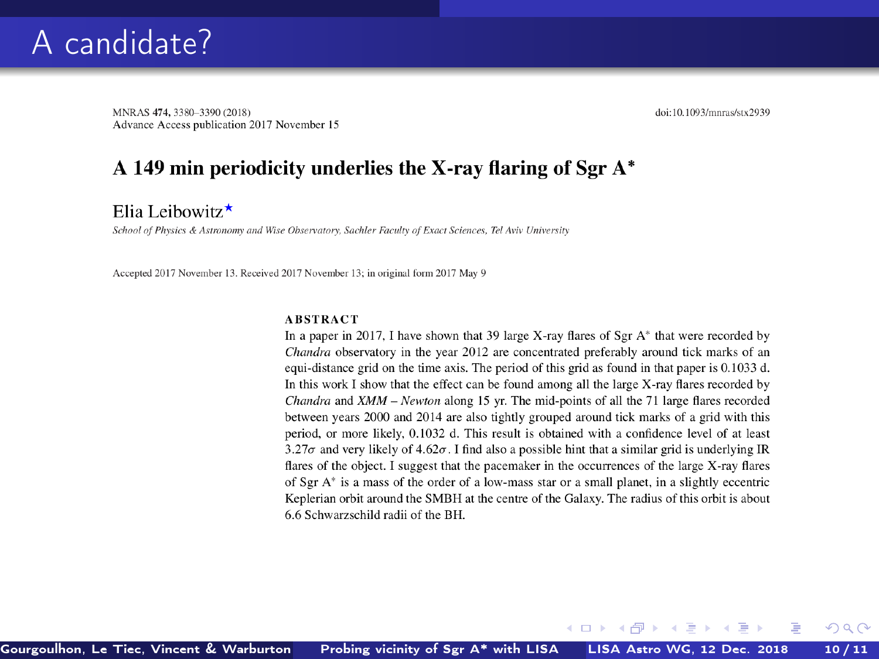# A candidate?

MNRAS **474,** 3380–3390 (2018)
Advance Access publication 2017 November 15

doi:10.1093/mnras/stx2939

## A 149 min periodicity underlies the X-ray flaring of Sgr A*

Elia Leibowitz*

*School of Physics & Astronomy and Wise Observatory, Sachler Faculty of Exact Sciences, Tel Aviv University*

Accepted 2017 November 13. Received 2017 November 13; in original form 2017 May 9

**ABSTRACT**

In a paper in 2017, I have shown that 39 large X-ray flares of Sgr $A^*$ that were recorded by *Chandra* observatory in the year 2012 are concentrated preferably around tick marks of an equi-distance grid on the time axis. The period of this grid as found in that paper is 0.1033 d. In this work I show that the effect can be found among all the large X-ray flares recorded by *Chandra* and *XMM – Newton* along 15 yr. The mid-points of all the 71 large flares recorded between years 2000 and 2014 are also tightly grouped around tick marks of a grid with this period, or more likely, 0.1032 d. This result is obtained with a confidence level of at least $3.27\sigma$ and very likely of $4.62\sigma$. I find also a possible hint that a similar grid is underlying IR flares of the object. I suggest that the pacemaker in the occurrences of the large X-ray flares of Sgr $A^*$ is a mass of the order of a low-mass star or a small planet, in a slightly eccentric Keplerian orbit around the SMBH at the centre of the Galaxy. The radius of this orbit is about 6.6 Schwarzschild radii of the BH.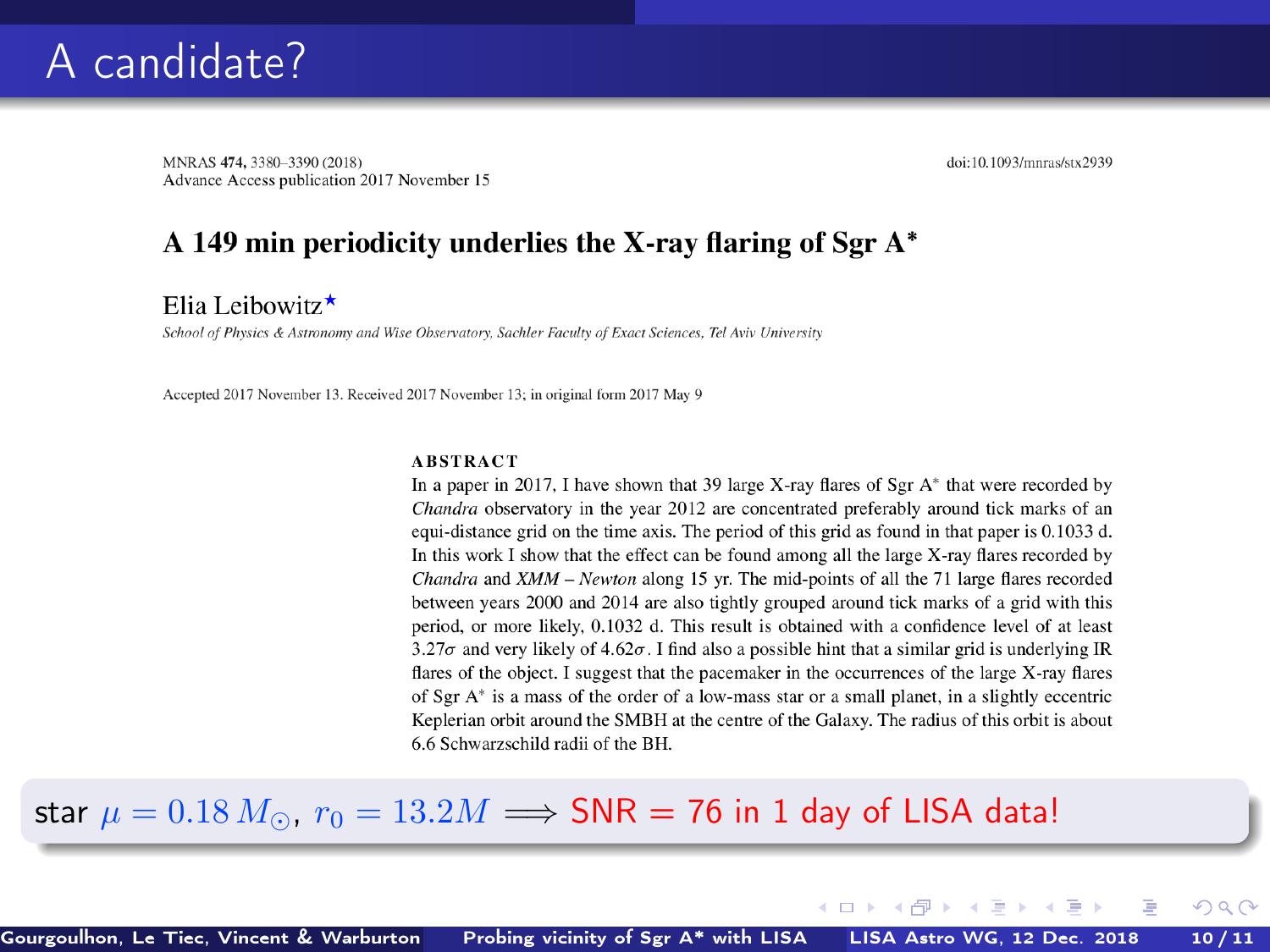# A candidate?

MNRAS **474**, 3380–3390 (2018)
Advance Access publication 2017 November 15

doi:10.1093/mnras/stx2939

## A 149 min periodicity underlies the X-ray flaring of Sgr A*

Elia Leibowitz★

*School of Physics & Astronomy and Wise Observatory, Sachler Faculty of Exact Sciences, Tel Aviv University*

Accepted 2017 November 13. Received 2017 November 13; in original form 2017 May 9

### ABSTRACT

In a paper in 2017, I have shown that 39 large X-ray flares of Sgr A* that were recorded by *Chandra* observatory in the year 2012 are concentrated preferably around tick marks of an equi-distance grid on the time axis. The period of this grid as found in that paper is 0.1033 d. In this work I show that the effect can be found among all the large X-ray flares recorded by *Chandra* and *XMM – Newton* along 15 yr. The mid-points of all the 71 large flares recorded between years 2000 and 2014 are also tightly grouped around tick marks of a grid with this period, or more likely, 0.1032 d. This result is obtained with a confidence level of at least $3.27\sigma$ and very likely of $4.62\sigma$. I find also a possible hint that a similar grid is underlying IR flares of the object. I suggest that the pacemaker in the occurrences of the large X-ray flares of Sgr A* is a mass of the order of a low-mass star or a small planet, in a slightly eccentric Keplerian orbit around the SMBH at the centre of the Galaxy. The radius of this orbit is about 6.6 Schwarzschild radii of the BH.

star $\mu = 0.18\,M_\odot$, $r_0 = 13.2M$ $\Longrightarrow$ **SNR = 76 in 1 day of LISA data!**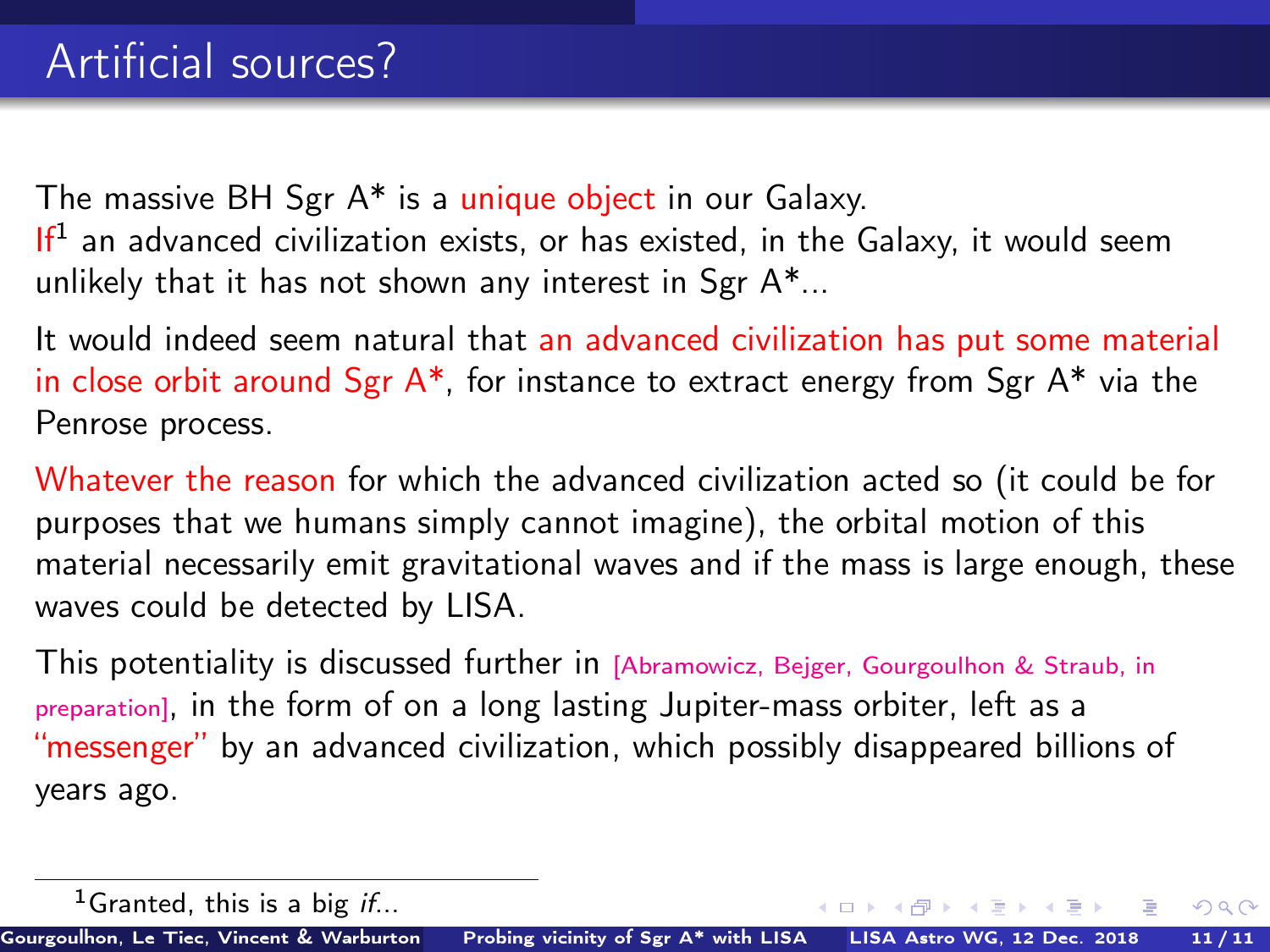# Artificial sources?

The massive BH Sgr A* is a unique object in our Galaxy.
If[1] an advanced civilization exists, or has existed, in the Galaxy, it would seem unlikely that it has not shown any interest in Sgr A*...

It would indeed seem natural that an advanced civilization has put some material in close orbit around Sgr A*, for instance to extract energy from Sgr A* via the Penrose process.

Whatever the reason for which the advanced civilization acted so (it could be for purposes that we humans simply cannot imagine), the orbital motion of this material necessarily emit gravitational waves and if the mass is large enough, these waves could be detected by LISA.

This potentiality is discussed further in [Abramowicz, Bejger, Gourgoulhon & Straub, in preparation], in the form of on a long lasting Jupiter-mass orbiter, left as a "messenger" by an advanced civilization, which possibly disappeared billions of years ago.

[1] Granted, this is a big *if*...